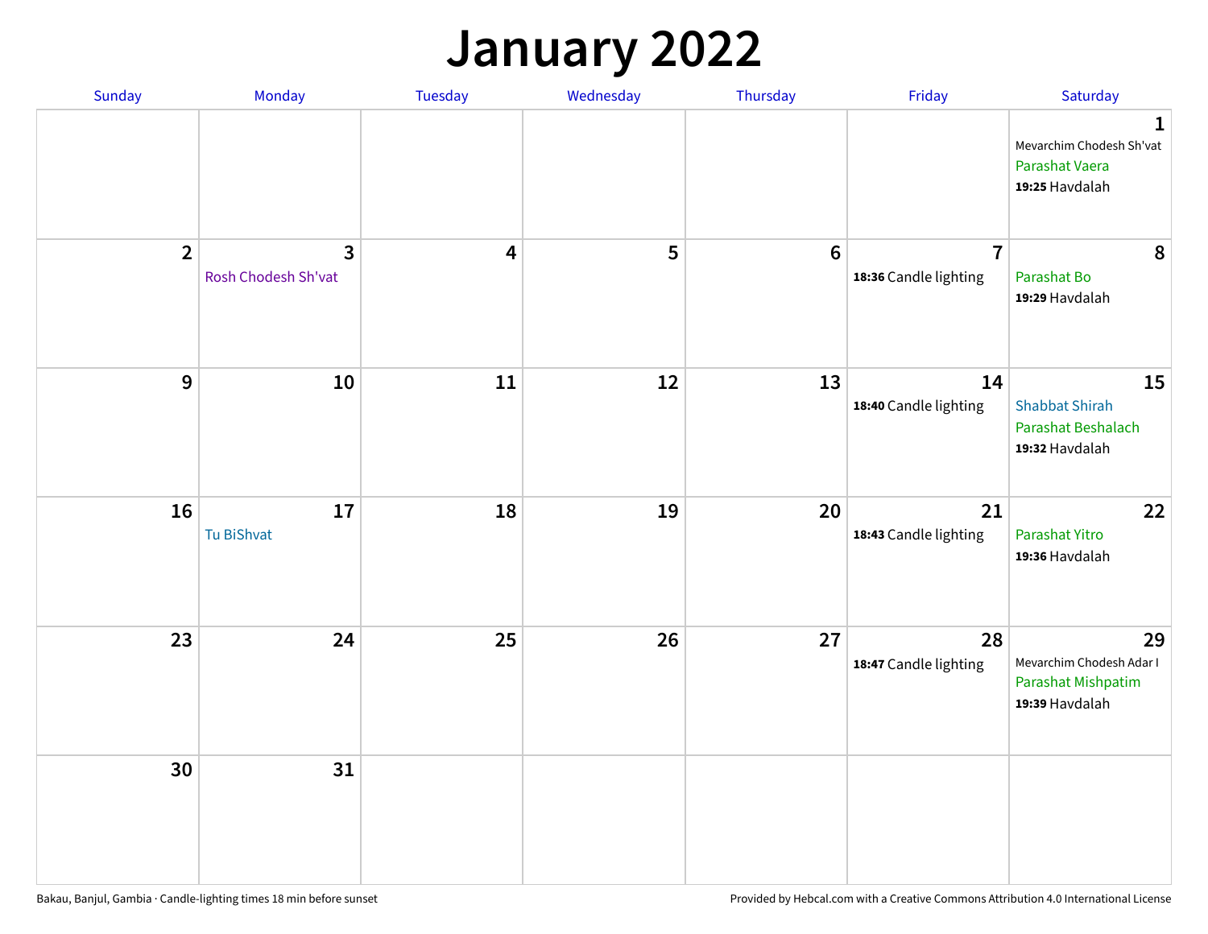# January 2022

| Sunday | Monday | Tuesday | Wednesday | Thursday | Friday | Saturday |
|---|---|---|---|---|---|---|
| | | | | | | 1<br>Mevarchim Chodesh Sh'vat<br>Parashat Vaera<br>**19:25** Havdalah |
| 2 | 3<br>Rosh Chodesh Sh'vat | 4 | 5 | 6 | 7<br>**18:36** Candle lighting | 8<br>Parashat Bo<br>**19:29** Havdalah |
| 9 | 10 | 11 | 12 | 13 | 14<br>**18:40** Candle lighting | 15<br>Shabbat Shirah<br>Parashat Beshalach<br>**19:32** Havdalah |
| 16 | 17<br>Tu BiShvat | 18 | 19 | 20 | 21<br>**18:43** Candle lighting | 22<br>Parashat Yitro<br>**19:36** Havdalah |
| 23 | 24 | 25 | 26 | 27 | 28<br>**18:47** Candle lighting | 29<br>Mevarchim Chodesh Adar I<br>Parashat Mishpatim<br>**19:39** Havdalah |
| 30 | 31 | | | | | |

Bakau, Banjul, Gambia · Candle-lighting times 18 min before sunset

Provided by Hebcal.com with a Creative Commons Attribution 4.0 International License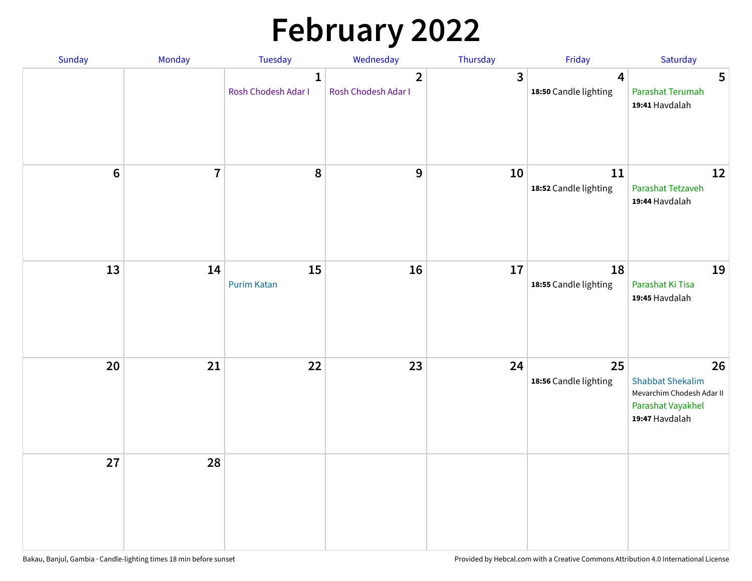# February 2022

| Sunday | Monday | Tuesday | Wednesday | Thursday | Friday | Saturday |
| --- | --- | --- | --- | --- | --- | --- |
| | | 1 Rosh Chodesh Adar I | 2 Rosh Chodesh Adar I | 3 | 4 **18:50** Candle lighting | 5 Parashat Terumah **19:41** Havdalah |
| 6 | 7 | 8 | 9 | 10 | 11 **18:52** Candle lighting | 12 Parashat Tetzaveh **19:44** Havdalah |
| 13 | 14 | 15 Purim Katan | 16 | 17 | 18 **18:55** Candle lighting | 19 Parashat Ki Tisa **19:45** Havdalah |
| 20 | 21 | 22 | 23 | 24 | 25 **18:56** Candle lighting | 26 Shabbat Shekalim Mevarchim Chodesh Adar II Parashat Vayakhel **19:47** Havdalah |
| 27 | 28 | | | | | |

Bakau, Banjul, Gambia · Candle-lighting times 18 min before sunset

Provided by Hebcal.com with a Creative Commons Attribution 4.0 International License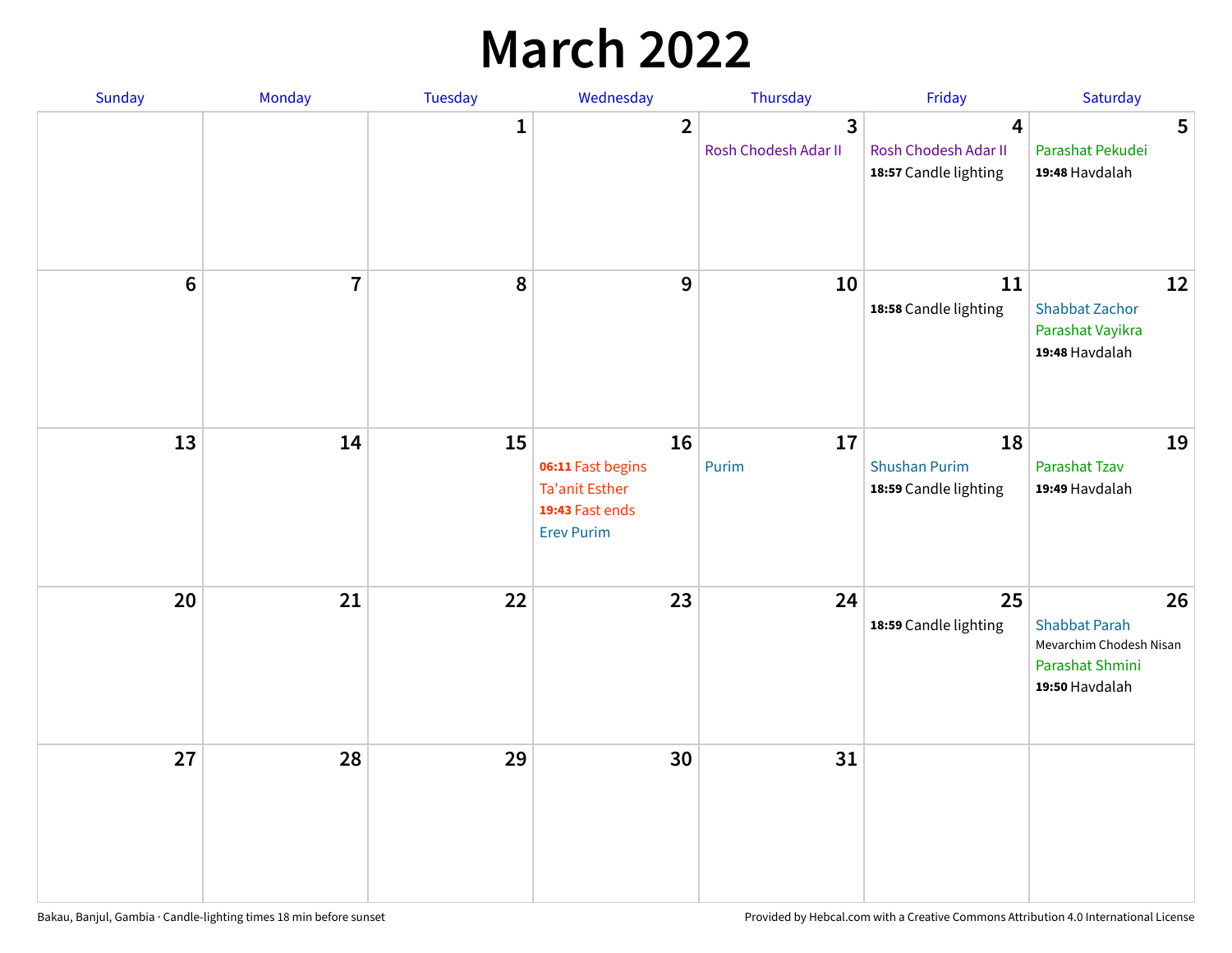# March 2022

| Sunday | Monday | Tuesday | Wednesday | Thursday | Friday | Saturday |
|---|---|---|---|---|---|---|
| | | 1 | 2 | 3<br>Rosh Chodesh Adar II | 4<br>Rosh Chodesh Adar II<br>**18:57** Candle lighting | 5<br>Parashat Pekudei<br>**19:48** Havdalah |
| 6 | 7 | 8 | 9 | 10 | 11<br>**18:58** Candle lighting | 12<br>Shabbat Zachor<br>Parashat Vayikra<br>**19:48** Havdalah |
| 13 | 14 | 15 | 16<br>**06:11** Fast begins<br>Ta'anit Esther<br>**19:43** Fast ends<br>Erev Purim | 17<br>Purim | 18<br>Shushan Purim<br>**18:59** Candle lighting | 19<br>Parashat Tzav<br>**19:49** Havdalah |
| 20 | 21 | 22 | 23 | 24 | 25<br>**18:59** Candle lighting | 26<br>Shabbat Parah<br>Mevarchim Chodesh Nisan<br>Parashat Shmini<br>**19:50** Havdalah |
| 27 | 28 | 29 | 30 | 31 | | |

Bakau, Banjul, Gambia · Candle-lighting times 18 min before sunset

Provided by Hebcal.com with a Creative Commons Attribution 4.0 International License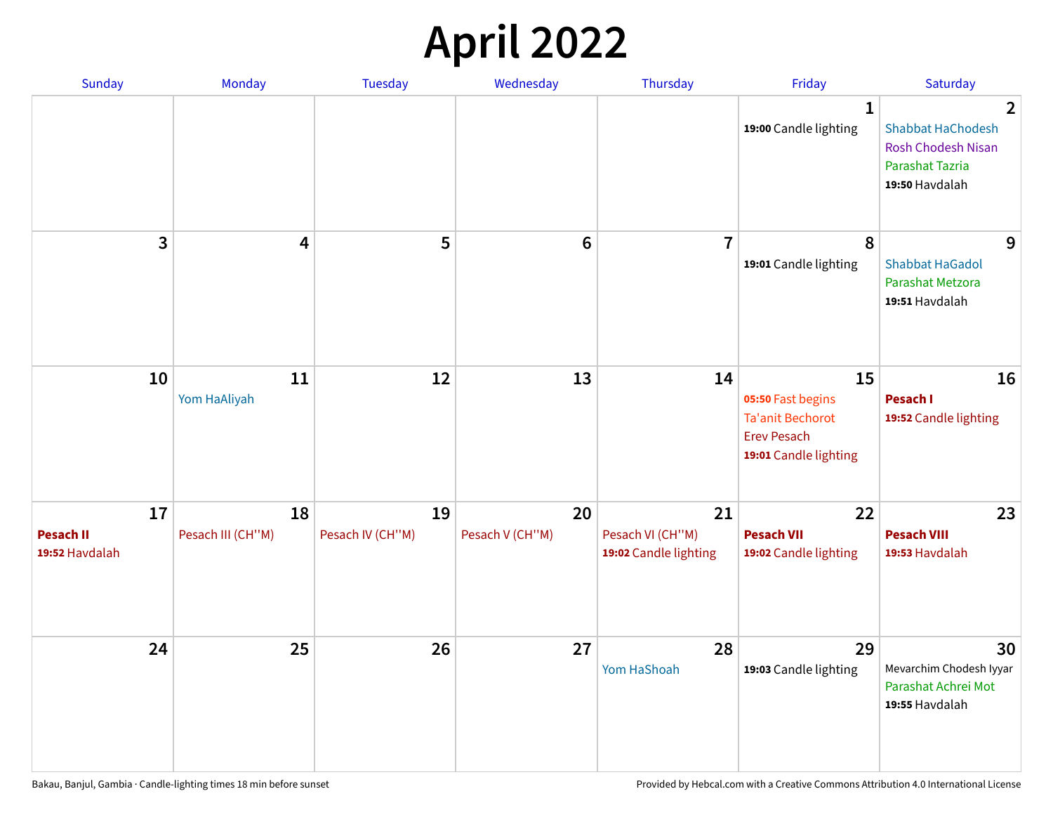# April 2022

| Sunday | Monday | Tuesday | Wednesday | Thursday | Friday | Saturday |
|---|---|---|---|---|---|---|
| | | | | | 1<br>**19:00** Candle lighting | 2<br>Shabbat HaChodesh<br>Rosh Chodesh Nisan<br>Parashat Tazria<br>**19:50** Havdalah |
| 3 | 4 | 5 | 6 | 7 | 8<br>**19:01** Candle lighting | 9<br>Shabbat HaGadol<br>Parashat Metzora<br>**19:51** Havdalah |
| 10 | 11<br>Yom HaAliyah | 12 | 13 | 14 | 15<br>**05:50** Fast begins<br>Ta'anit Bechorot<br>Erev Pesach<br>**19:01** Candle lighting | 16<br>**Pesach I**<br>**19:52** Candle lighting |
| 17<br>**Pesach II**<br>**19:52** Havdalah | 18<br>Pesach III (CH''M) | 19<br>Pesach IV (CH''M) | 20<br>Pesach V (CH''M) | 21<br>Pesach VI (CH''M)<br>**19:02** Candle lighting | 22<br>**Pesach VII**<br>**19:02** Candle lighting | 23<br>**Pesach VIII**<br>**19:53** Havdalah |
| 24 | 25 | 26 | 27 | 28<br>Yom HaShoah | 29<br>**19:03** Candle lighting | 30<br>Mevarchim Chodesh Iyyar<br>Parashat Achrei Mot<br>**19:55** Havdalah |

Bakau, Banjul, Gambia · Candle-lighting times 18 min before sunset

Provided by Hebcal.com with a Creative Commons Attribution 4.0 International License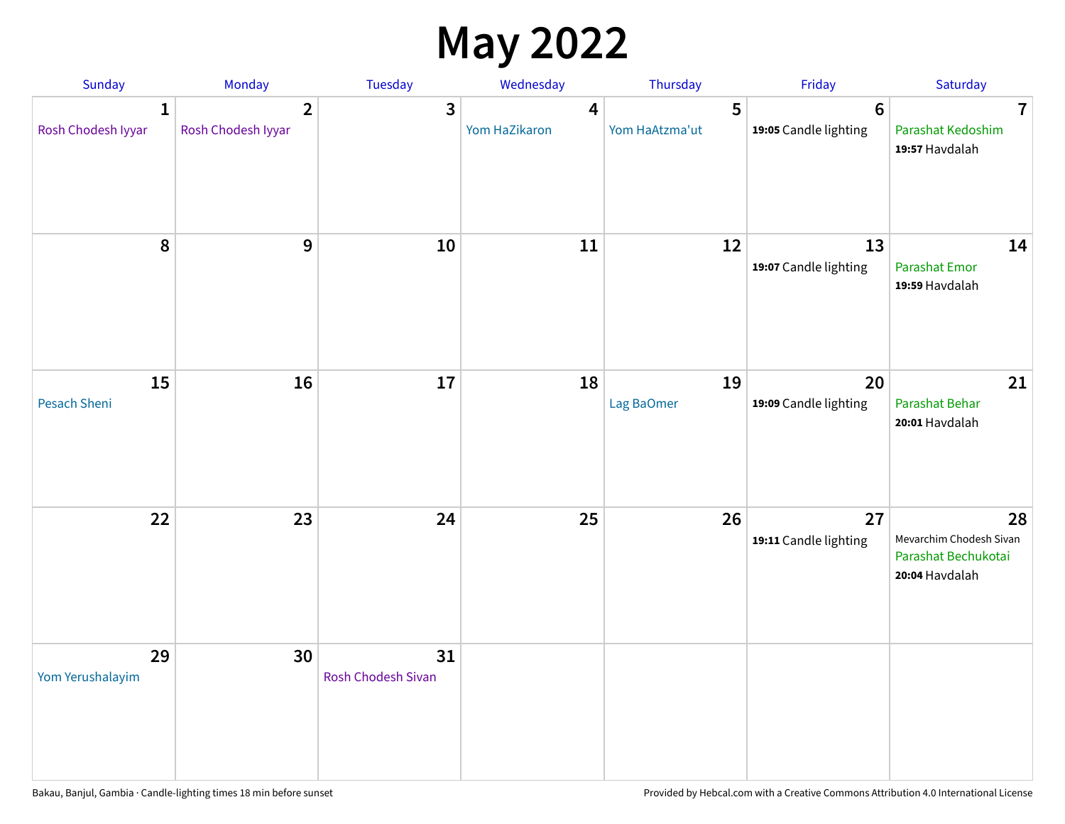# May 2022

| Sunday | Monday | Tuesday | Wednesday | Thursday | Friday | Saturday |
|---|---|---|---|---|---|---|
| **1** Rosh Chodesh Iyyar | **2** Rosh Chodesh Iyyar | **3** | **4** Yom HaZikaron | **5** Yom HaAtzma'ut | **6** **19:05** Candle lighting | **7** Parashat Kedoshim **19:57** Havdalah |
| **8** | **9** | **10** | **11** | **12** | **13** **19:07** Candle lighting | **14** Parashat Emor **19:59** Havdalah |
| **15** Pesach Sheni | **16** | **17** | **18** | **19** Lag BaOmer | **20** **19:09** Candle lighting | **21** Parashat Behar **20:01** Havdalah |
| **22** | **23** | **24** | **25** | **26** | **27** **19:11** Candle lighting | **28** Mevarchim Chodesh Sivan Parashat Bechukotai **20:04** Havdalah |
| **29** Yom Yerushalayim | **30** | **31** Rosh Chodesh Sivan | | | | |

Bakau, Banjul, Gambia · Candle-lighting times 18 min before sunset

Provided by Hebcal.com with a Creative Commons Attribution 4.0 International License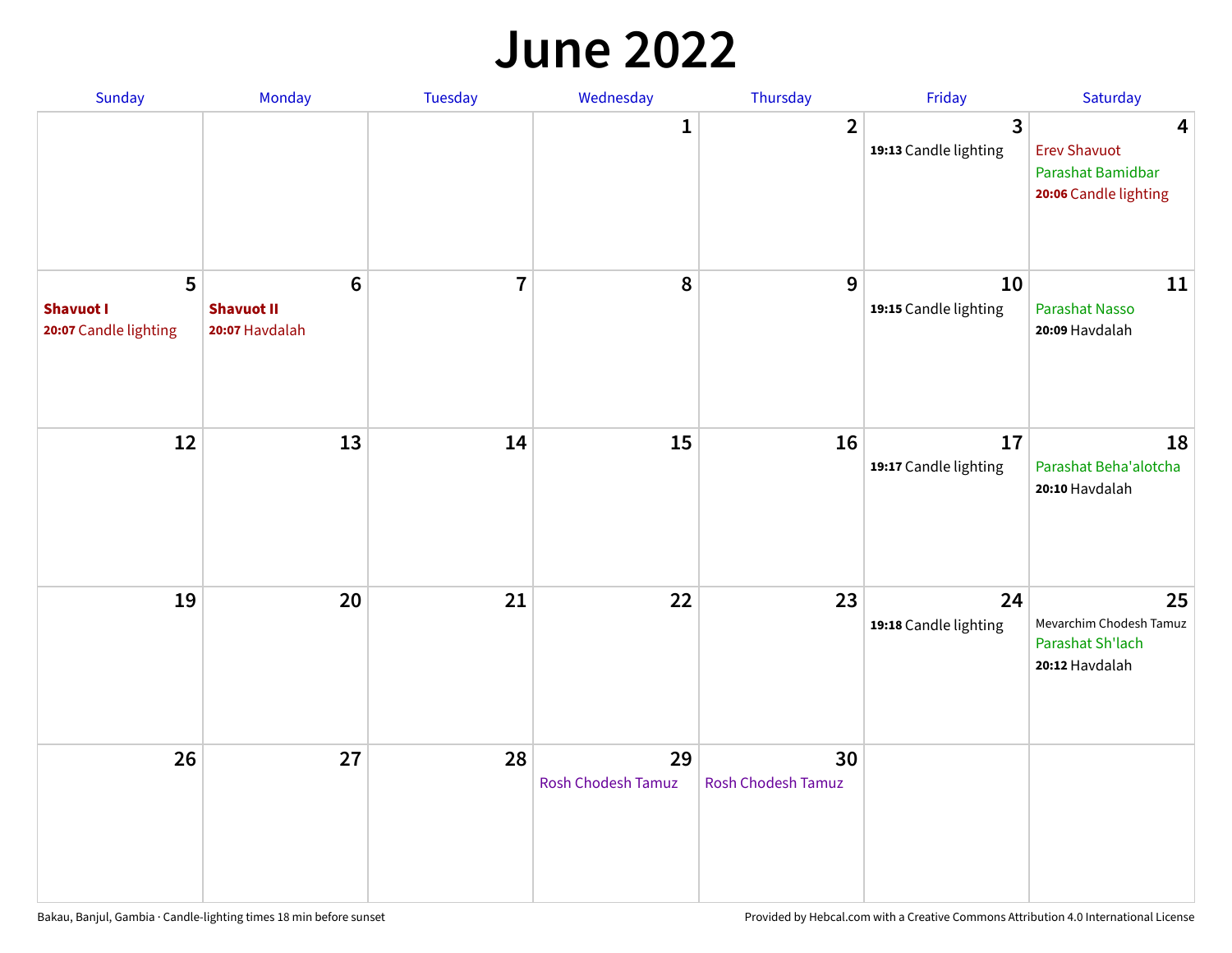# June 2022

| Sunday | Monday | Tuesday | Wednesday | Thursday | Friday | Saturday |
|---|---|---|---|---|---|---|
| | | | 1 | 2 | 3<br>**19:13** Candle lighting | 4<br>Erev Shavuot<br>Parashat Bamidbar<br>**20:06** Candle lighting |
| 5<br>**Shavuot I**<br>**20:07** Candle lighting | 6<br>**Shavuot II**<br>**20:07** Havdalah | 7 | 8 | 9 | 10<br>**19:15** Candle lighting | 11<br>Parashat Nasso<br>**20:09** Havdalah |
| 12 | 13 | 14 | 15 | 16 | 17<br>**19:17** Candle lighting | 18<br>Parashat Beha'alotcha<br>**20:10** Havdalah |
| 19 | 20 | 21 | 22 | 23 | 24<br>**19:18** Candle lighting | 25<br>Mevarchim Chodesh Tamuz<br>Parashat Sh'lach<br>**20:12** Havdalah |
| 26 | 27 | 28 | 29<br>Rosh Chodesh Tamuz | 30<br>Rosh Chodesh Tamuz | | |

Bakau, Banjul, Gambia · Candle-lighting times 18 min before sunset

Provided by Hebcal.com with a Creative Commons Attribution 4.0 International License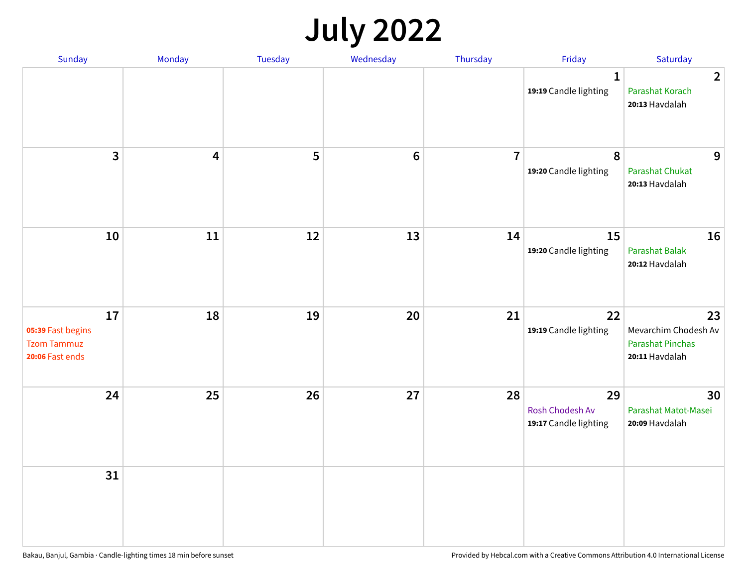# July 2022

| Sunday | Monday | Tuesday | Wednesday | Thursday | Friday | Saturday |
|---|---|---|---|---|---|---|
| | | | | | **1**<br>**19:19** Candle lighting | **2**<br>Parashat Korach<br>**20:13** Havdalah |
| **3** | **4** | **5** | **6** | **7** | **8**<br>**19:20** Candle lighting | **9**<br>Parashat Chukat<br>**20:13** Havdalah |
| **10** | **11** | **12** | **13** | **14** | **15**<br>**19:20** Candle lighting | **16**<br>Parashat Balak<br>**20:12** Havdalah |
| **17**<br>**05:39** Fast begins<br>Tzom Tammuz<br>**20:06** Fast ends | **18** | **19** | **20** | **21** | **22**<br>**19:19** Candle lighting | **23**<br>Mevarchim Chodesh Av<br>Parashat Pinchas<br>**20:11** Havdalah |
| **24** | **25** | **26** | **27** | **28** | **29**<br>Rosh Chodesh Av<br>**19:17** Candle lighting | **30**<br>Parashat Matot-Masei<br>**20:09** Havdalah |
| **31** | | | | | | |

Bakau, Banjul, Gambia · Candle-lighting times 18 min before sunset

Provided by Hebcal.com with a Creative Commons Attribution 4.0 International License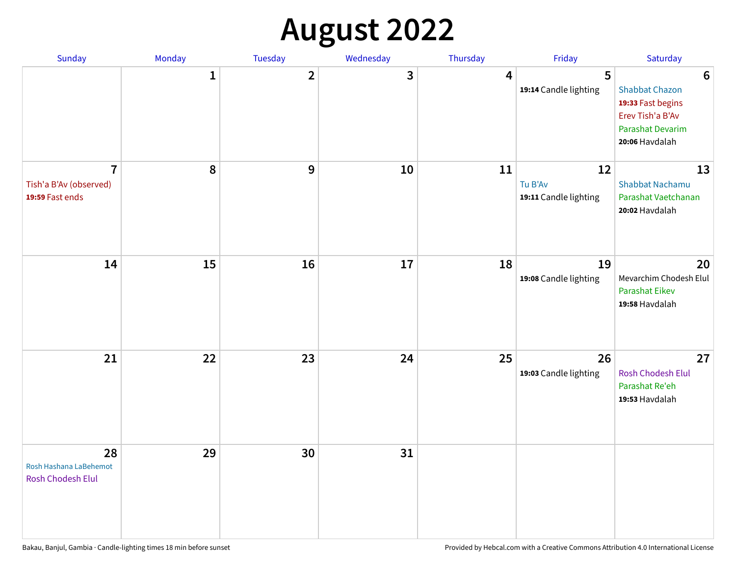# August 2022

| Sunday | Monday | Tuesday | Wednesday | Thursday | Friday | Saturday |
|---|---|---|---|---|---|---|
| | 1 | 2 | 3 | 4 | 5<br>**19:14** Candle lighting | 6<br>Shabbat Chazon<br>**19:33** Fast begins<br>Erev Tish'a B'Av<br>Parashat Devarim<br>**20:06** Havdalah |
| 7<br>Tish'a B'Av (observed)<br>**19:59** Fast ends | 8 | 9 | 10 | 11 | 12<br>Tu B'Av<br>**19:11** Candle lighting | 13<br>Shabbat Nachamu<br>Parashat Vaetchanan<br>**20:02** Havdalah |
| 14 | 15 | 16 | 17 | 18 | 19<br>**19:08** Candle lighting | 20<br>Mevarchim Chodesh Elul<br>Parashat Eikev<br>**19:58** Havdalah |
| 21 | 22 | 23 | 24 | 25 | 26<br>**19:03** Candle lighting | 27<br>Rosh Chodesh Elul<br>Parashat Re'eh<br>**19:53** Havdalah |
| 28<br>Rosh Hashana LaBehemot<br>Rosh Chodesh Elul | 29 | 30 | 31 | | | |

Bakau, Banjul, Gambia · Candle-lighting times 18 min before sunset

Provided by Hebcal.com with a Creative Commons Attribution 4.0 International License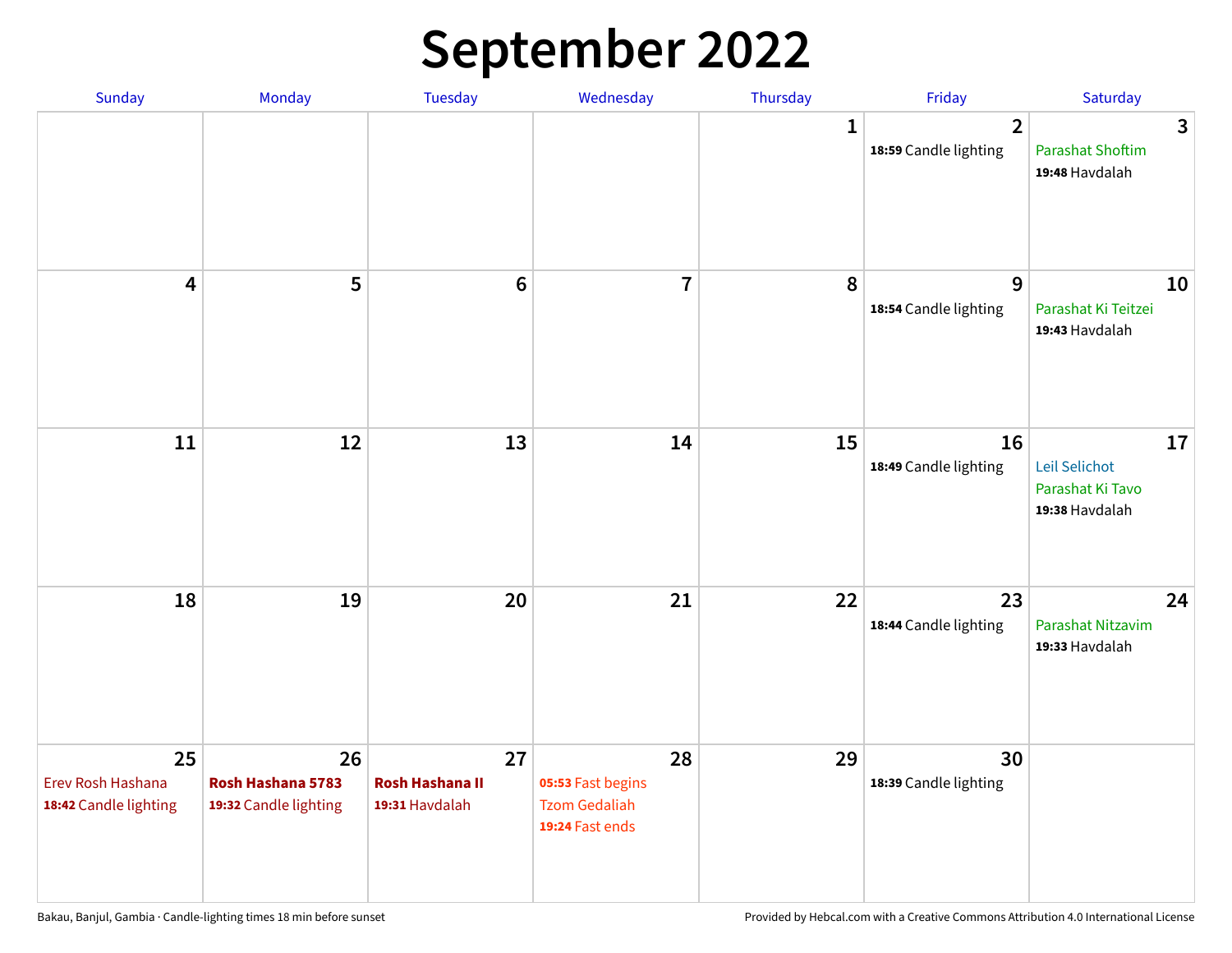# September 2022

| Sunday | Monday | Tuesday | Wednesday | Thursday | Friday | Saturday |
|---|---|---|---|---|---|---|
| | | | | 1 | 2<br>**18:59** Candle lighting | 3<br>Parashat Shoftim<br>**19:48** Havdalah |
| 4 | 5 | 6 | 7 | 8 | 9<br>**18:54** Candle lighting | 10<br>Parashat Ki Teitzei<br>**19:43** Havdalah |
| 11 | 12 | 13 | 14 | 15 | 16<br>**18:49** Candle lighting | 17<br>Leil Selichot<br>Parashat Ki Tavo<br>**19:38** Havdalah |
| 18 | 19 | 20 | 21 | 22 | 23<br>**18:44** Candle lighting | 24<br>Parashat Nitzavim<br>**19:33** Havdalah |
| 25<br>Erev Rosh Hashana<br>**18:42** Candle lighting | 26<br>**Rosh Hashana 5783**<br>**19:32** Candle lighting | 27<br>**Rosh Hashana II**<br>**19:31** Havdalah | 28<br>**05:53** Fast begins<br>Tzom Gedaliah<br>**19:24** Fast ends | 29 | 30<br>**18:39** Candle lighting | |

Bakau, Banjul, Gambia · Candle-lighting times 18 min before sunset

Provided by Hebcal.com with a Creative Commons Attribution 4.0 International License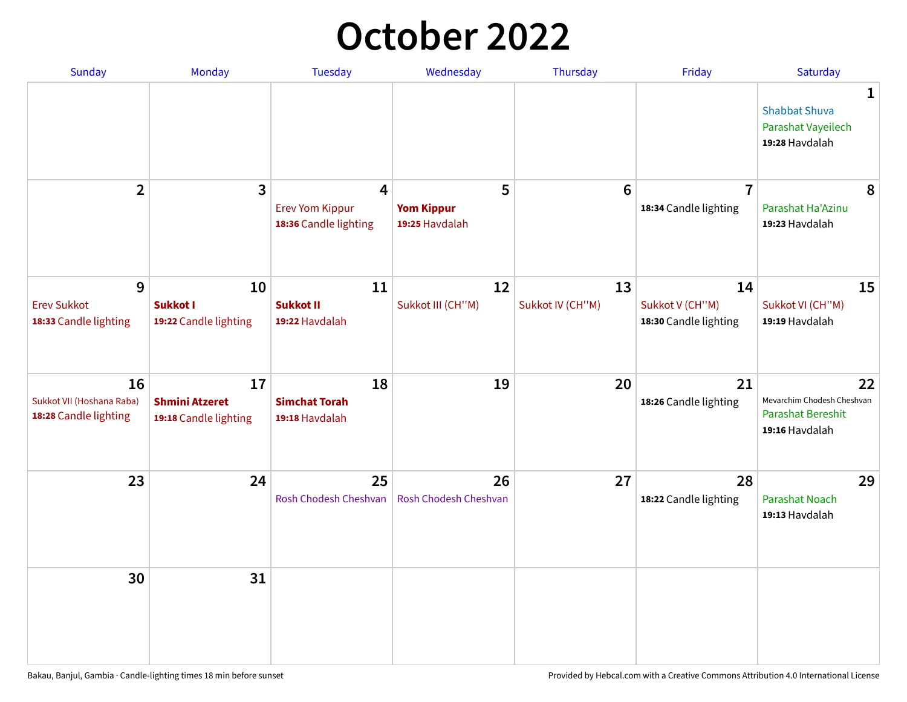# October 2022

| Sunday | Monday | Tuesday | Wednesday | Thursday | Friday | Saturday |
|---|---|---|---|---|---|---|
| | | | | | | **1** Shabbat Shuva Parashat Vayeilech **19:28** Havdalah |
| **2** | **3** | **4** Erev Yom Kippur **18:36** Candle lighting | **5** **Yom Kippur** **19:25** Havdalah | **6** | **7** **18:34** Candle lighting | **8** Parashat Ha'Azinu **19:23** Havdalah |
| **9** Erev Sukkot **18:33** Candle lighting | **10** **Sukkot I** **19:22** Candle lighting | **11** **Sukkot II** **19:22** Havdalah | **12** Sukkot III (CH''M) | **13** Sukkot IV (CH''M) | **14** Sukkot V (CH''M) **18:30** Candle lighting | **15** Sukkot VI (CH''M) **19:19** Havdalah |
| **16** Sukkot VII (Hoshana Raba) **18:28** Candle lighting | **17** **Shmini Atzeret** **19:18** Candle lighting | **18** **Simchat Torah** **19:18** Havdalah | **19** | **20** | **21** **18:26** Candle lighting | **22** Mevarchim Chodesh Cheshvan Parashat Bereshit **19:16** Havdalah |
| **23** | **24** | **25** Rosh Chodesh Cheshvan | **26** Rosh Chodesh Cheshvan | **27** | **28** **18:22** Candle lighting | **29** Parashat Noach **19:13** Havdalah |
| **30** | **31** | | | | | |

Bakau, Banjul, Gambia · Candle-lighting times 18 min before sunset

Provided by Hebcal.com with a Creative Commons Attribution 4.0 International License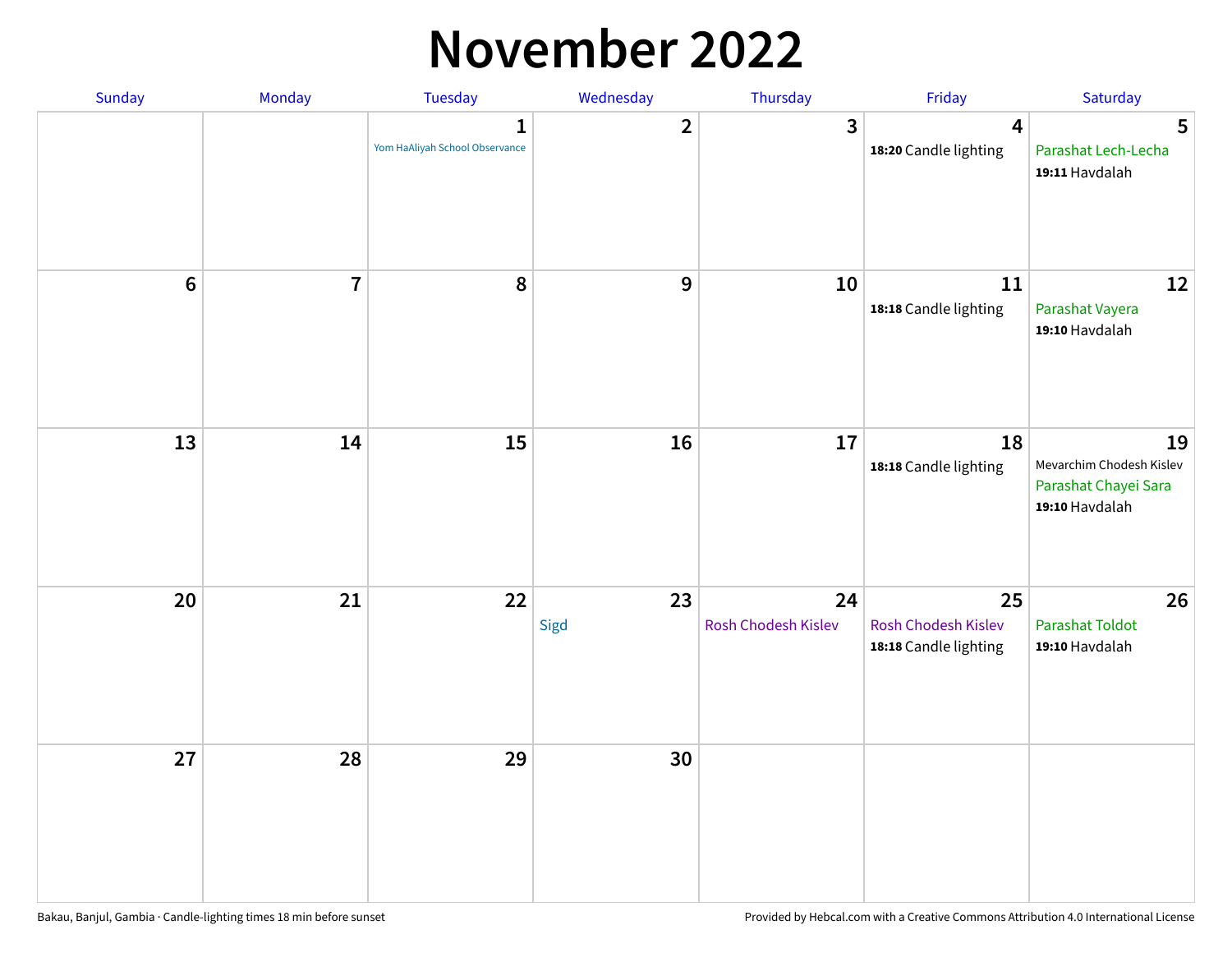# November 2022

| Sunday | Monday | Tuesday | Wednesday | Thursday | Friday | Saturday |
|---|---|---|---|---|---|---|
| | | 1<br>Yom HaAliyah School Observance | 2 | 3 | 4<br>**18:20** Candle lighting | 5<br>Parashat Lech-Lecha<br>**19:11** Havdalah |
| 6 | 7 | 8 | 9 | 10 | 11<br>**18:18** Candle lighting | 12<br>Parashat Vayera<br>**19:10** Havdalah |
| 13 | 14 | 15 | 16 | 17 | 18<br>**18:18** Candle lighting | 19<br>Mevarchim Chodesh Kislev<br>Parashat Chayei Sara<br>**19:10** Havdalah |
| 20 | 21 | 22 | 23<br>Sigd | 24<br>Rosh Chodesh Kislev | 25<br>Rosh Chodesh Kislev<br>**18:18** Candle lighting | 26<br>Parashat Toldot<br>**19:10** Havdalah |
| 27 | 28 | 29 | 30 | | | |

Bakau, Banjul, Gambia · Candle-lighting times 18 min before sunset

Provided by Hebcal.com with a Creative Commons Attribution 4.0 International License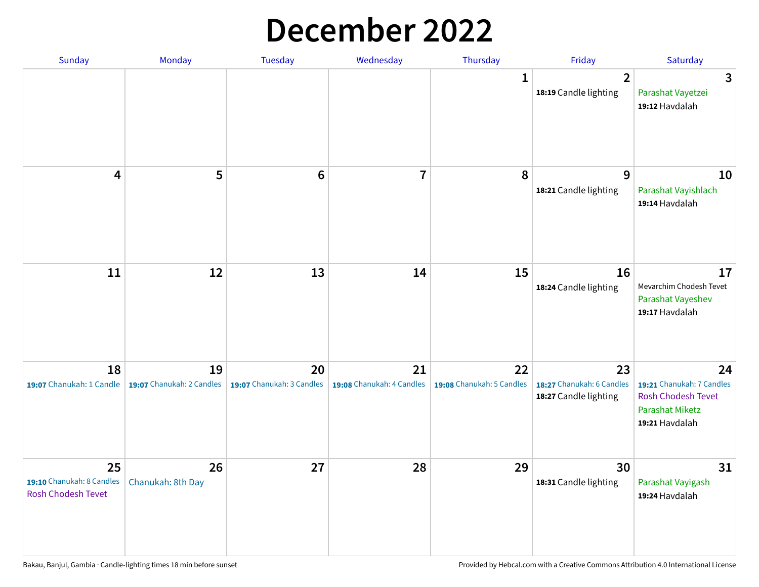# December 2022

| Sunday | Monday | Tuesday | Wednesday | Thursday | Friday | Saturday |
|---|---|---|---|---|---|---|
| | | | | 1 | 2<br>**18:19** Candle lighting | 3<br>Parashat Vayetzei<br>**19:12** Havdalah |
| 4 | 5 | 6 | 7 | 8 | 9<br>**18:21** Candle lighting | 10<br>Parashat Vayishlach<br>**19:14** Havdalah |
| 11 | 12 | 13 | 14 | 15 | 16<br>**18:24** Candle lighting | 17<br>Mevarchim Chodesh Tevet<br>Parashat Vayeshev<br>**19:17** Havdalah |
| 18<br>**19:07** Chanukah: 1 Candle | 19<br>**19:07** Chanukah: 2 Candles | 20<br>**19:07** Chanukah: 3 Candles | 21<br>**19:08** Chanukah: 4 Candles | 22<br>**19:08** Chanukah: 5 Candles | 23<br>**18:27** Chanukah: 6 Candles<br>**18:27** Candle lighting | 24<br>**19:21** Chanukah: 7 Candles<br>Rosh Chodesh Tevet<br>Parashat Miketz<br>**19:21** Havdalah |
| 25<br>**19:10** Chanukah: 8 Candles<br>Rosh Chodesh Tevet | 26<br>Chanukah: 8th Day | 27 | 28 | 29 | 30<br>**18:31** Candle lighting | 31<br>Parashat Vayigash<br>**19:24** Havdalah |

Bakau, Banjul, Gambia · Candle-lighting times 18 min before sunset

Provided by Hebcal.com with a Creative Commons Attribution 4.0 International License